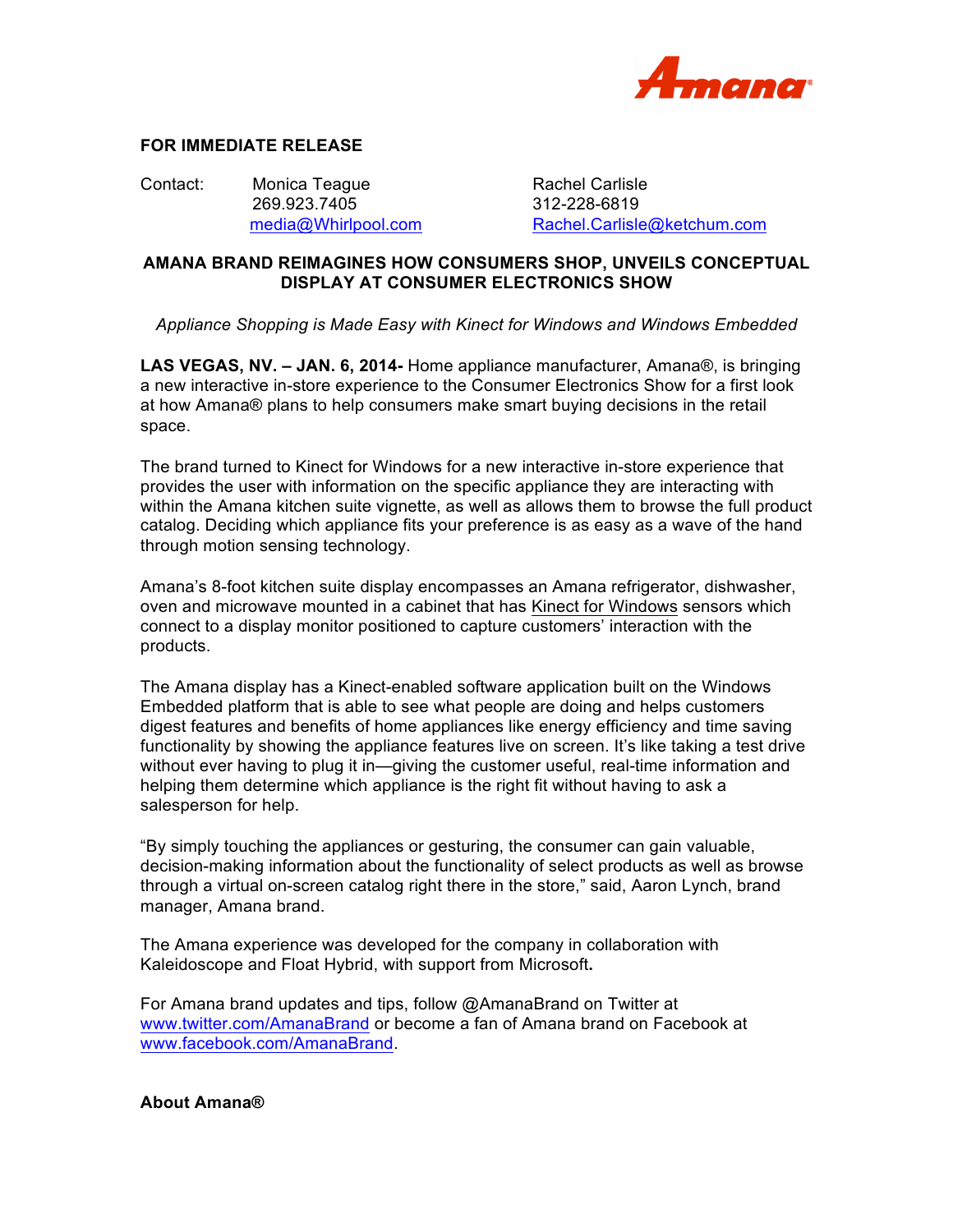Amana®

**FOR IMMEDIATE RELEASE**

Contact: Monica Teague
269.923.7405
media@Whirlpool.com

Rachel Carlisle
312-228-6819
Rachel.Carlisle@ketchum.com

**AMANA BRAND REIMAGINES HOW CONSUMERS SHOP, UNVEILS CONCEPTUAL DISPLAY AT CONSUMER ELECTRONICS SHOW**

*Appliance Shopping is Made Easy with Kinect for Windows and Windows Embedded*

**LAS VEGAS, NV. – JAN. 6, 2014-** Home appliance manufacturer, Amana®, is bringing a new interactive in-store experience to the Consumer Electronics Show for a first look at how Amana® plans to help consumers make smart buying decisions in the retail space.

The brand turned to Kinect for Windows for a new interactive in-store experience that provides the user with information on the specific appliance they are interacting with within the Amana kitchen suite vignette, as well as allows them to browse the full product catalog. Deciding which appliance fits your preference is as easy as a wave of the hand through motion sensing technology.

Amana's 8-foot kitchen suite display encompasses an Amana refrigerator, dishwasher, oven and microwave mounted in a cabinet that has Kinect for Windows sensors which connect to a display monitor positioned to capture customers' interaction with the products.

The Amana display has a Kinect-enabled software application built on the Windows Embedded platform that is able to see what people are doing and helps customers digest features and benefits of home appliances like energy efficiency and time saving functionality by showing the appliance features live on screen. It's like taking a test drive without ever having to plug it in—giving the customer useful, real-time information and helping them determine which appliance is the right fit without having to ask a salesperson for help.

"By simply touching the appliances or gesturing, the consumer can gain valuable, decision-making information about the functionality of select products as well as browse through a virtual on-screen catalog right there in the store," said, Aaron Lynch, brand manager, Amana brand.

The Amana experience was developed for the company in collaboration with Kaleidoscope and Float Hybrid, with support from Microsoft**.**

For Amana brand updates and tips, follow @AmanaBrand on Twitter at www.twitter.com/AmanaBrand or become a fan of Amana brand on Facebook at www.facebook.com/AmanaBrand.

**About Amana®**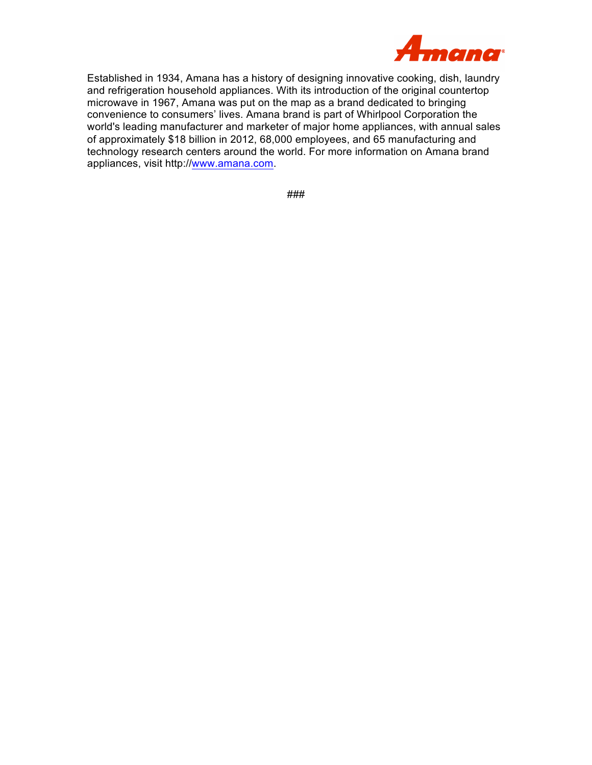Established in 1934, Amana has a history of designing innovative cooking, dish, laundry and refrigeration household appliances. With its introduction of the original countertop microwave in 1967, Amana was put on the map as a brand dedicated to bringing convenience to consumers' lives. Amana brand is part of Whirlpool Corporation the world's leading manufacturer and marketer of major home appliances, with annual sales of approximately $18 billion in 2012, 68,000 employees, and 65 manufacturing and technology research centers around the world. For more information on Amana brand appliances, visit http://www.amana.com.

###